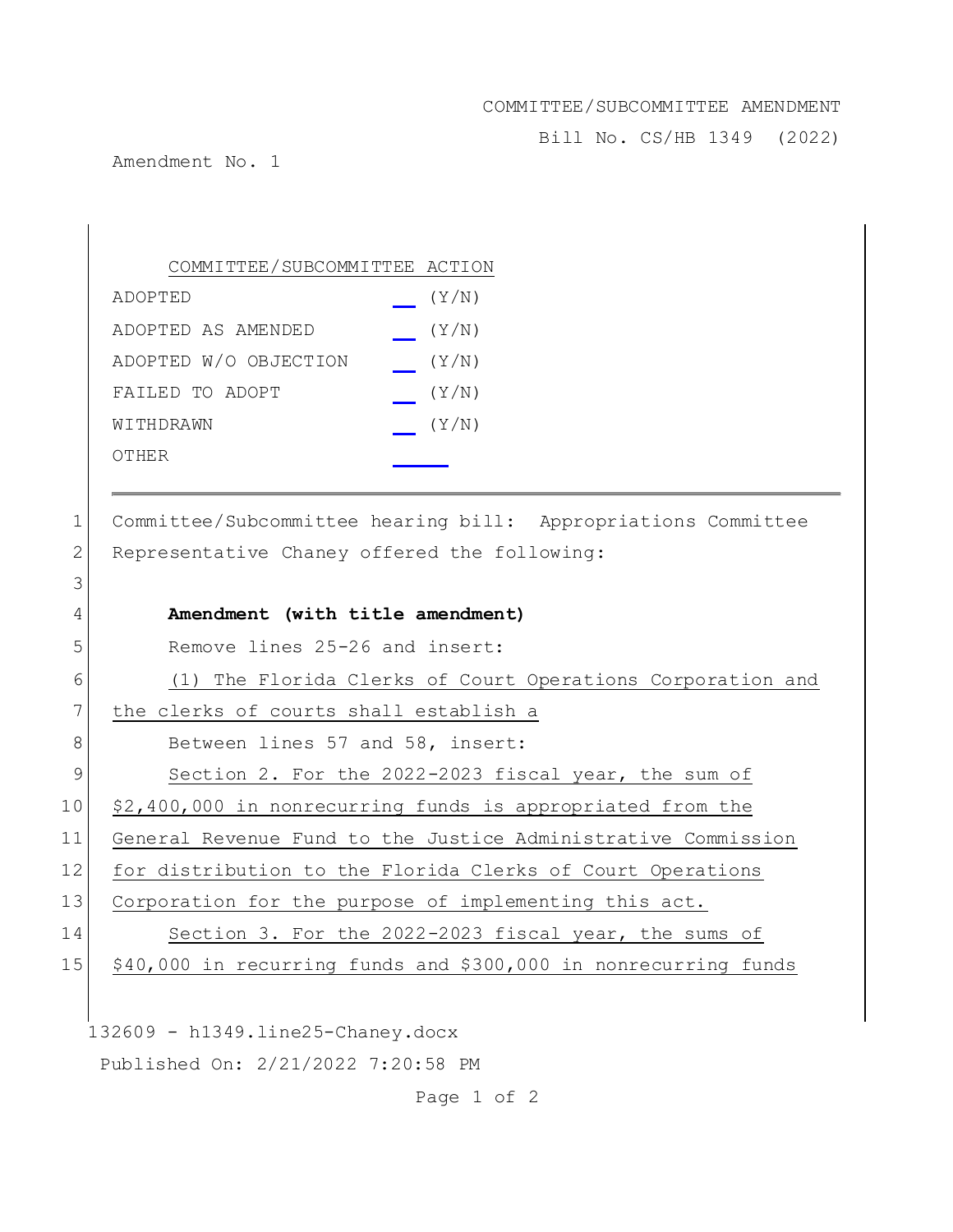COMMITTEE/SUBCOMMITTEE AMENDMENT

Bill No. CS/HB 1349 (2022)

Amendment No. 1

| COMMITTEE/SUBCOMMITTEE ACTION | |
|---|---|
| ADOPTED | ___ (Y/N) |
| ADOPTED AS AMENDED | ___ (Y/N) |
| ADOPTED W/O OBJECTION | ___ (Y/N) |
| FAILED TO ADOPT | ___ (Y/N) |
| WITHDRAWN | ___ (Y/N) |
| OTHER | ______ |

---

1 Committee/Subcommittee hearing bill: Appropriations Committee
2 Representative Chaney offered the following:
3
4 **Amendment (with title amendment)**
5 Remove lines 25-26 and insert:
6 (1) The Florida Clerks of Court Operations Corporation and
7 the clerks of courts shall establish a
8 Between lines 57 and 58, insert:
9 Section 2. For the 2022-2023 fiscal year, the sum of
10 $2,400,000 in nonrecurring funds is appropriated from the
11 General Revenue Fund to the Justice Administrative Commission
12 for distribution to the Florida Clerks of Court Operations
13 Corporation for the purpose of implementing this act.
14 Section 3. For the 2022-2023 fiscal year, the sums of
15 $40,000 in recurring funds and $300,000 in nonrecurring funds

132609 - h1349.line25-Chaney.docx

Published On: 2/21/2022 7:20:58 PM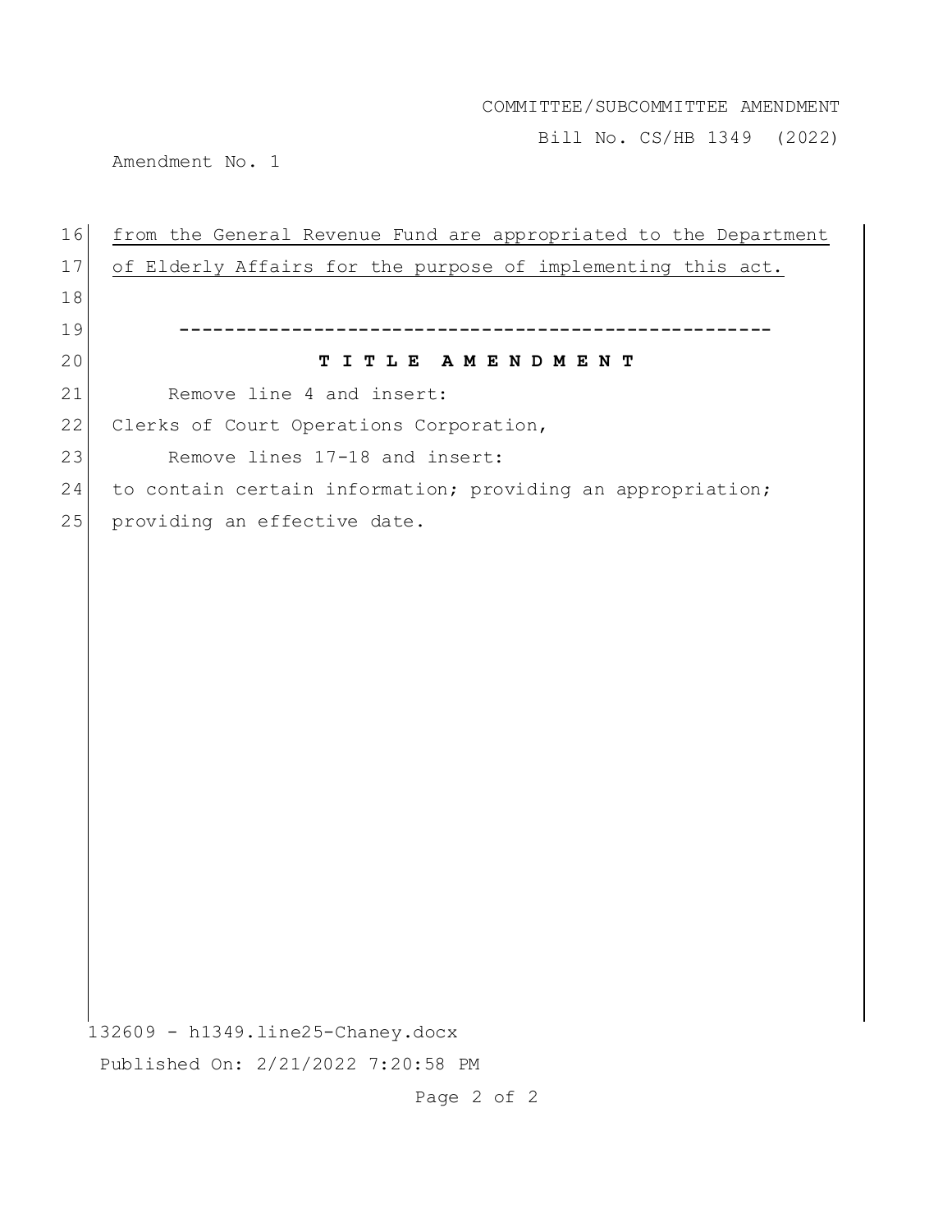from the General Revenue Fund are appropriated to the Department of Elderly Affairs for the purpose of implementing this act.

-----------------------------------------------------

**T I T L E A M E N D M E N T**

Remove line 4 and insert:

Clerks of Court Operations Corporation,

Remove lines 17-18 and insert:

to contain certain information; providing an appropriation; providing an effective date.

132609 - h1349.line25-Chaney.docx

Published On: 2/21/2022 7:20:58 PM